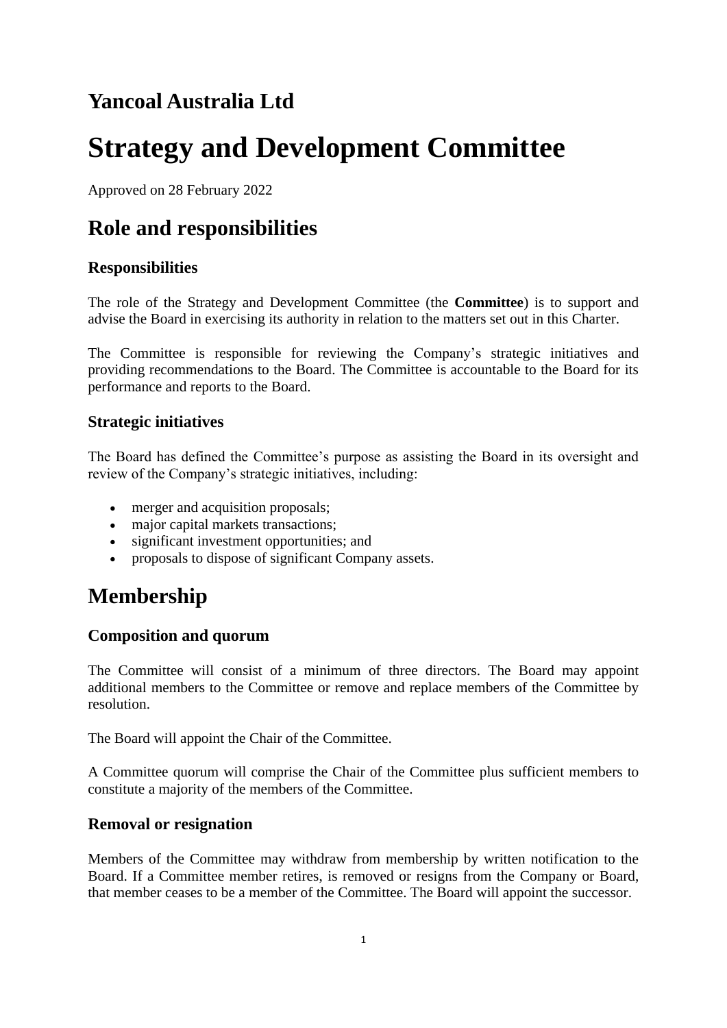## Yancoal Australia Ltd

# Strategy and Development Committee

Approved on 28 February 2022

# Role and responsibilities

### Responsibilities

The role of the Strategy and Development Committee (the **Committee**) is to support and advise the Board in exercising its authority in relation to the matters set out in this Charter.

The Committee is responsible for reviewing the Company's strategic initiatives and providing recommendations to the Board. The Committee is accountable to the Board for its performance and reports to the Board.

### Strategic initiatives

The Board has defined the Committee's purpose as assisting the Board in its oversight and review of the Company's strategic initiatives, including:

- merger and acquisition proposals;
- major capital markets transactions;
- significant investment opportunities; and
- proposals to dispose of significant Company assets.

# Membership

### Composition and quorum

The Committee will consist of a minimum of three directors. The Board may appoint additional members to the Committee or remove and replace members of the Committee by resolution.

The Board will appoint the Chair of the Committee.

A Committee quorum will comprise the Chair of the Committee plus sufficient members to constitute a majority of the members of the Committee.

### Removal or resignation

Members of the Committee may withdraw from membership by written notification to the Board. If a Committee member retires, is removed or resigns from the Company or Board, that member ceases to be a member of the Committee. The Board will appoint the successor.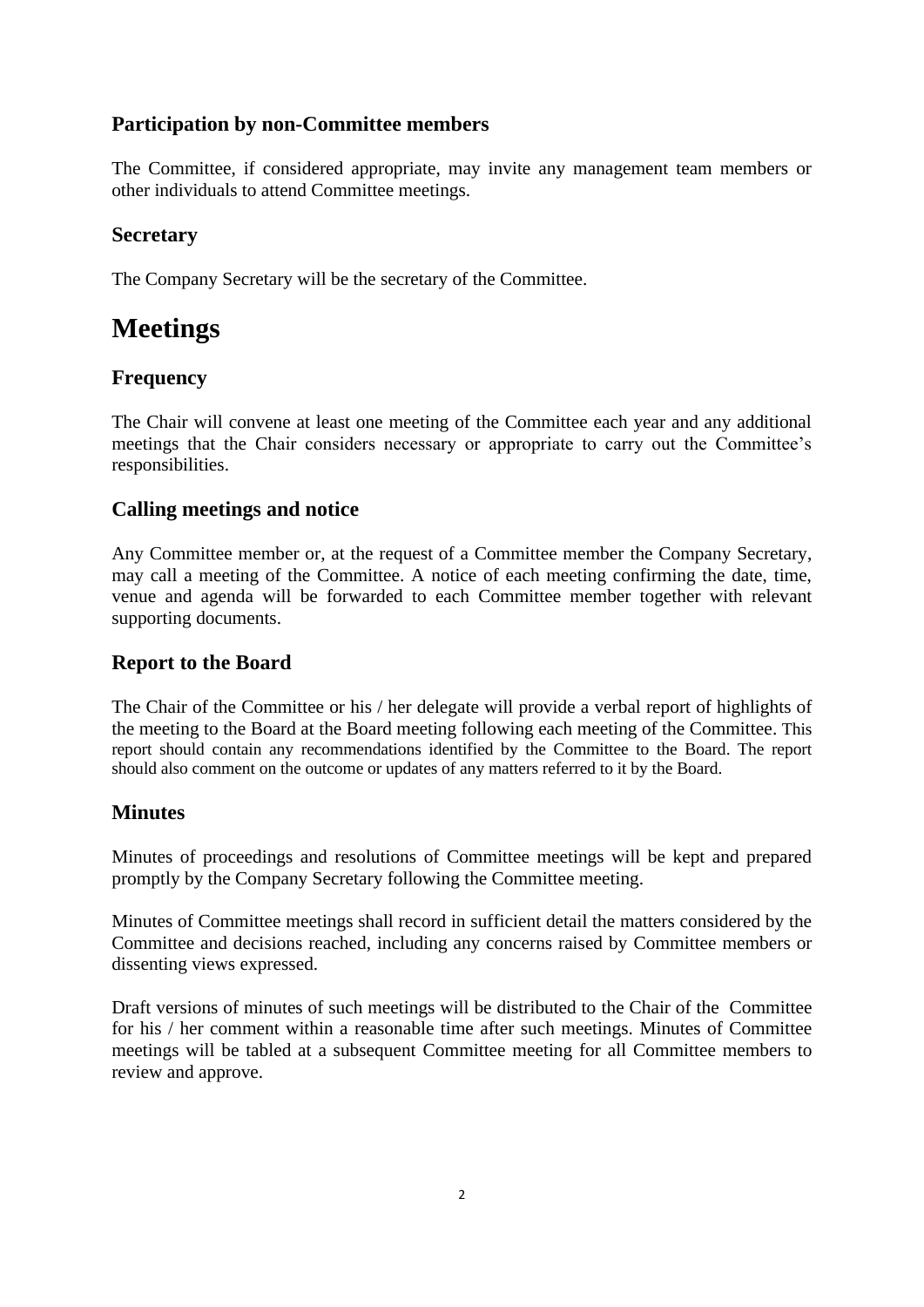### Participation by non-Committee members

The Committee, if considered appropriate, may invite any management team members or other individuals to attend Committee meetings.

### Secretary

The Company Secretary will be the secretary of the Committee.

## Meetings

### Frequency

The Chair will convene at least one meeting of the Committee each year and any additional meetings that the Chair considers necessary or appropriate to carry out the Committee's responsibilities.

### Calling meetings and notice

Any Committee member or, at the request of a Committee member the Company Secretary, may call a meeting of the Committee. A notice of each meeting confirming the date, time, venue and agenda will be forwarded to each Committee member together with relevant supporting documents.

### Report to the Board

The Chair of the Committee or his / her delegate will provide a verbal report of highlights of the meeting to the Board at the Board meeting following each meeting of the Committee. This report should contain any recommendations identified by the Committee to the Board. The report should also comment on the outcome or updates of any matters referred to it by the Board.

### Minutes

Minutes of proceedings and resolutions of Committee meetings will be kept and prepared promptly by the Company Secretary following the Committee meeting.

Minutes of Committee meetings shall record in sufficient detail the matters considered by the Committee and decisions reached, including any concerns raised by Committee members or dissenting views expressed.

Draft versions of minutes of such meetings will be distributed to the Chair of the Committee for his / her comment within a reasonable time after such meetings. Minutes of Committee meetings will be tabled at a subsequent Committee meeting for all Committee members to review and approve.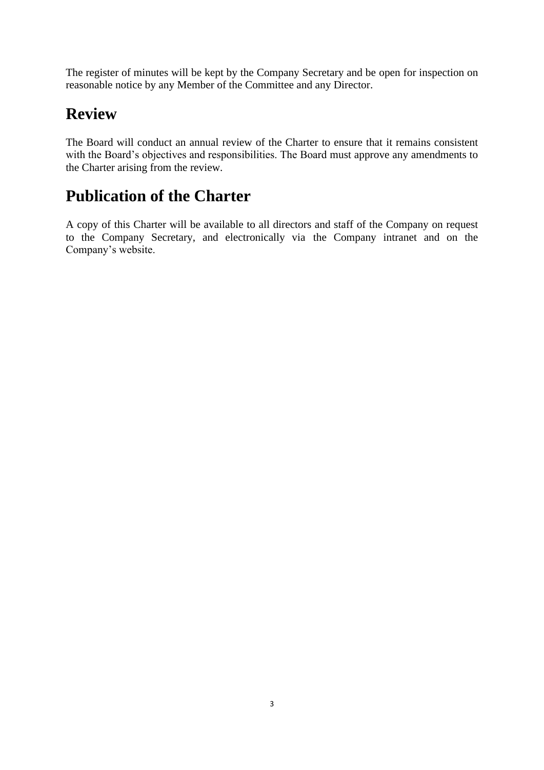The register of minutes will be kept by the Company Secretary and be open for inspection on reasonable notice by any Member of the Committee and any Director.

## Review

The Board will conduct an annual review of the Charter to ensure that it remains consistent with the Board's objectives and responsibilities. The Board must approve any amendments to the Charter arising from the review.

## Publication of the Charter

A copy of this Charter will be available to all directors and staff of the Company on request to the Company Secretary, and electronically via the Company intranet and on the Company's website.